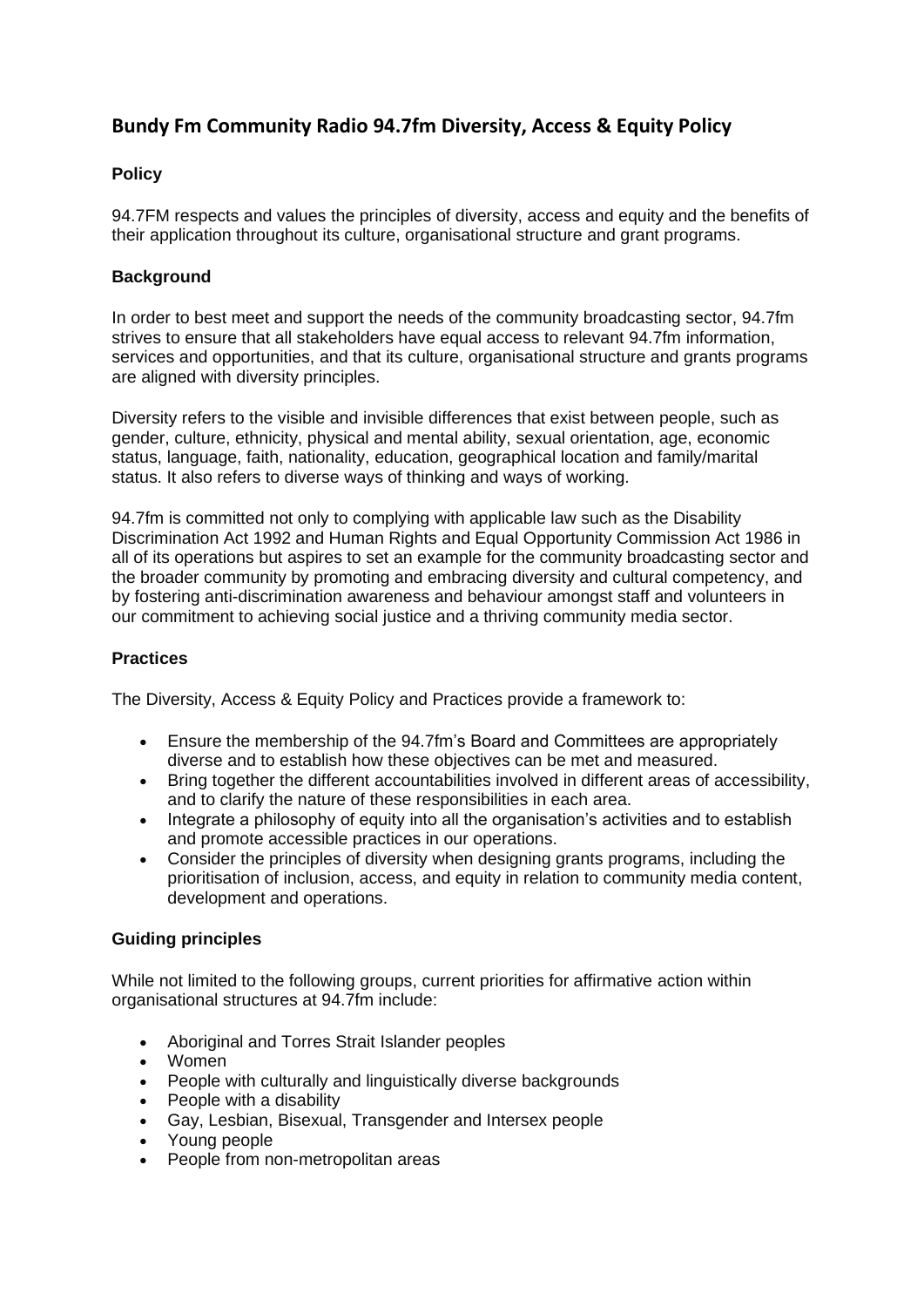# Bundy Fm Community Radio 94.7fm Diversity, Access & Equity Policy

### Policy

94.7FM respects and values the principles of diversity, access and equity and the benefits of their application throughout its culture, organisational structure and grant programs.

### Background

In order to best meet and support the needs of the community broadcasting sector, 94.7fm strives to ensure that all stakeholders have equal access to relevant 94.7fm information, services and opportunities, and that its culture, organisational structure and grants programs are aligned with diversity principles.

Diversity refers to the visible and invisible differences that exist between people, such as gender, culture, ethnicity, physical and mental ability, sexual orientation, age, economic status, language, faith, nationality, education, geographical location and family/marital status. It also refers to diverse ways of thinking and ways of working.

94.7fm is committed not only to complying with applicable law such as the Disability Discrimination Act 1992 and Human Rights and Equal Opportunity Commission Act 1986 in all of its operations but aspires to set an example for the community broadcasting sector and the broader community by promoting and embracing diversity and cultural competency, and by fostering anti-discrimination awareness and behaviour amongst staff and volunteers in our commitment to achieving social justice and a thriving community media sector.

### Practices

The Diversity, Access & Equity Policy and Practices provide a framework to:

- Ensure the membership of the 94.7fm's Board and Committees are appropriately diverse and to establish how these objectives can be met and measured.
- Bring together the different accountabilities involved in different areas of accessibility, and to clarify the nature of these responsibilities in each area.
- Integrate a philosophy of equity into all the organisation's activities and to establish and promote accessible practices in our operations.
- Consider the principles of diversity when designing grants programs, including the prioritisation of inclusion, access, and equity in relation to community media content, development and operations.

### Guiding principles

While not limited to the following groups, current priorities for affirmative action within organisational structures at 94.7fm include:

- Aboriginal and Torres Strait Islander peoples
- Women
- People with culturally and linguistically diverse backgrounds
- People with a disability
- Gay, Lesbian, Bisexual, Transgender and Intersex people
- Young people
- People from non-metropolitan areas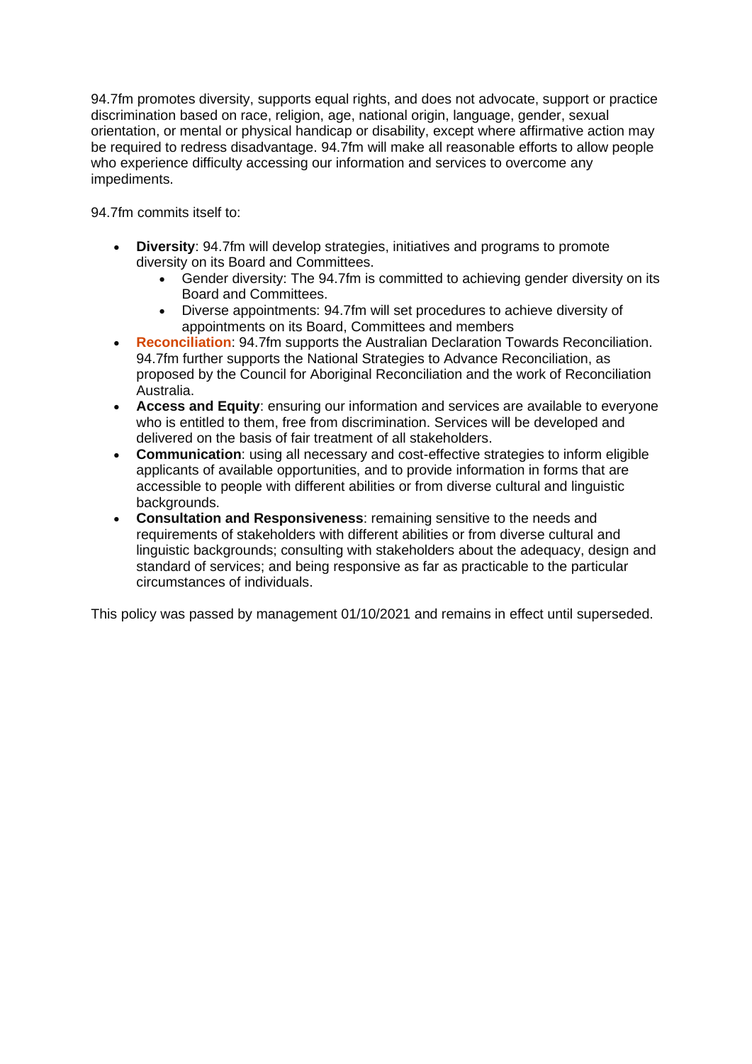94.7fm promotes diversity, supports equal rights, and does not advocate, support or practice discrimination based on race, religion, age, national origin, language, gender, sexual orientation, or mental or physical handicap or disability, except where affirmative action may be required to redress disadvantage. 94.7fm will make all reasonable efforts to allow people who experience difficulty accessing our information and services to overcome any impediments.

94.7fm commits itself to:

- **Diversity**: 94.7fm will develop strategies, initiatives and programs to promote diversity on its Board and Committees.
  - Gender diversity: The 94.7fm is committed to achieving gender diversity on its Board and Committees.
  - Diverse appointments: 94.7fm will set procedures to achieve diversity of appointments on its Board, Committees and members
- **Reconciliation**: 94.7fm supports the Australian Declaration Towards Reconciliation. 94.7fm further supports the National Strategies to Advance Reconciliation, as proposed by the Council for Aboriginal Reconciliation and the work of Reconciliation Australia.
- **Access and Equity**: ensuring our information and services are available to everyone who is entitled to them, free from discrimination. Services will be developed and delivered on the basis of fair treatment of all stakeholders.
- **Communication**: using all necessary and cost-effective strategies to inform eligible applicants of available opportunities, and to provide information in forms that are accessible to people with different abilities or from diverse cultural and linguistic backgrounds.
- **Consultation and Responsiveness**: remaining sensitive to the needs and requirements of stakeholders with different abilities or from diverse cultural and linguistic backgrounds; consulting with stakeholders about the adequacy, design and standard of services; and being responsive as far as practicable to the particular circumstances of individuals.

This policy was passed by management 01/10/2021 and remains in effect until superseded.